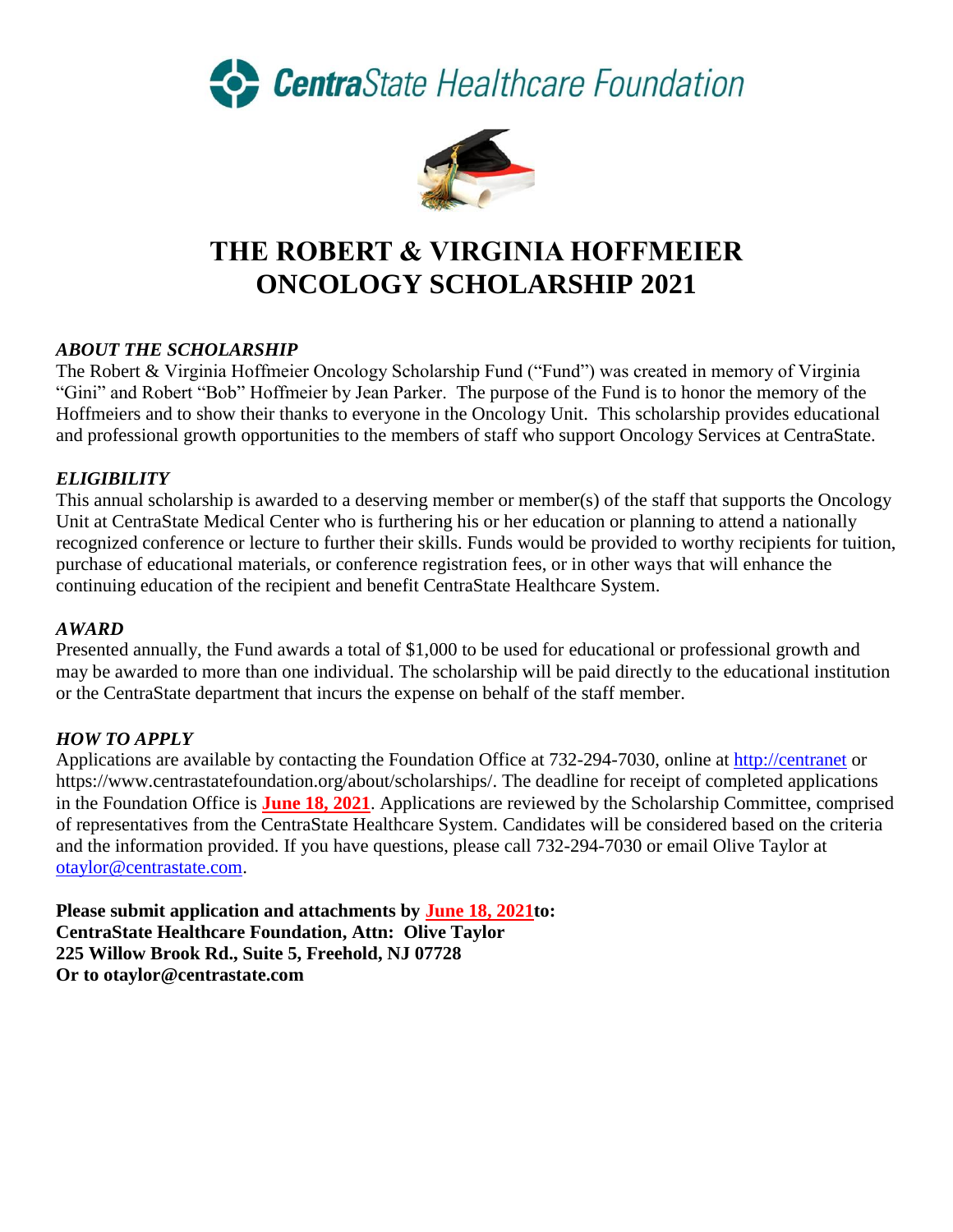CentraState Healthcare Foundation

# THE ROBERT & VIRGINIA HOFFMEIER ONCOLOGY SCHOLARSHIP 2021

### *ABOUT THE SCHOLARSHIP*

The Robert & Virginia Hoffmeier Oncology Scholarship Fund ("Fund") was created in memory of Virginia "Gini" and Robert "Bob" Hoffmeier by Jean Parker. The purpose of the Fund is to honor the memory of the Hoffmeiers and to show their thanks to everyone in the Oncology Unit. This scholarship provides educational and professional growth opportunities to the members of staff who support Oncology Services at CentraState.

### *ELIGIBILITY*

This annual scholarship is awarded to a deserving member or member(s) of the staff that supports the Oncology Unit at CentraState Medical Center who is furthering his or her education or planning to attend a nationally recognized conference or lecture to further their skills. Funds would be provided to worthy recipients for tuition, purchase of educational materials, or conference registration fees, or in other ways that will enhance the continuing education of the recipient and benefit CentraState Healthcare System.

### *AWARD*

Presented annually, the Fund awards a total of $1,000 to be used for educational or professional growth and may be awarded to more than one individual. The scholarship will be paid directly to the educational institution or the CentraState department that incurs the expense on behalf of the staff member.

### *HOW TO APPLY*

Applications are available by contacting the Foundation Office at 732-294-7030, online at http://centranet or https://www.centrastatefoundation.org/about/scholarships/. The deadline for receipt of completed applications in the Foundation Office is **June 18, 2021**. Applications are reviewed by the Scholarship Committee, comprised of representatives from the CentraState Healthcare System. Candidates will be considered based on the criteria and the information provided. If you have questions, please call 732-294-7030 or email Olive Taylor at otaylor@centrastate.com.

**Please submit application and attachments by June 18, 2021to:**
**CentraState Healthcare Foundation, Attn: Olive Taylor**
**225 Willow Brook Rd., Suite 5, Freehold, NJ 07728**
**Or to otaylor@centrastate.com**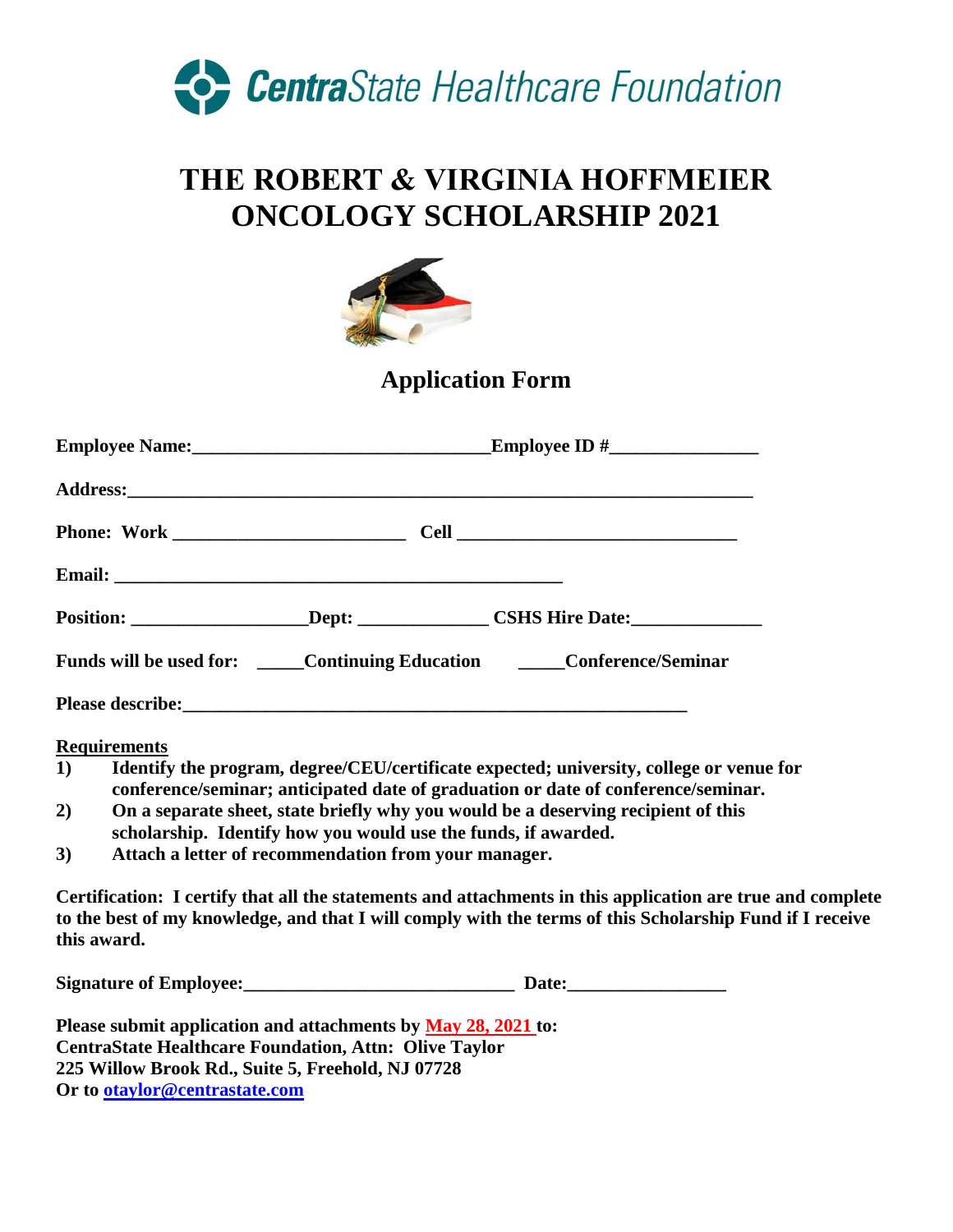CentraState Healthcare Foundation

# THE ROBERT & VIRGINIA HOFFMEIER ONCOLOGY SCHOLARSHIP 2021

## Application Form

**Employee Name:_______________________________Employee ID #_______________**

**Address:_________________________________________________________________**

**Phone: Work _______________________ Cell _____________________________**

**Email: ______________________________________________**

**Position: __________________Dept: _____________ CSHS Hire Date:_____________**

**Funds will be used for: _____Continuing Education _____Conference/Seminar**

**Please describe:____________________________________________________**

**Requirements**

1) **Identify the program, degree/CEU/certificate expected; university, college or venue for conference/seminar; anticipated date of graduation or date of conference/seminar.**
2) **On a separate sheet, state briefly why you would be a deserving recipient of this scholarship. Identify how you would use the funds, if awarded.**
3) **Attach a letter of recommendation from your manager.**

**Certification: I certify that all the statements and attachments in this application are true and complete to the best of my knowledge, and that I will comply with the terms of this Scholarship Fund if I receive this award.**

**Signature of Employee:_____________________________ Date:________________**

**Please submit application and attachments by May 28, 2021 to:**
**CentraState Healthcare Foundation, Attn: Olive Taylor**
**225 Willow Brook Rd., Suite 5, Freehold, NJ 07728**
**Or to otaylor@centrastate.com**